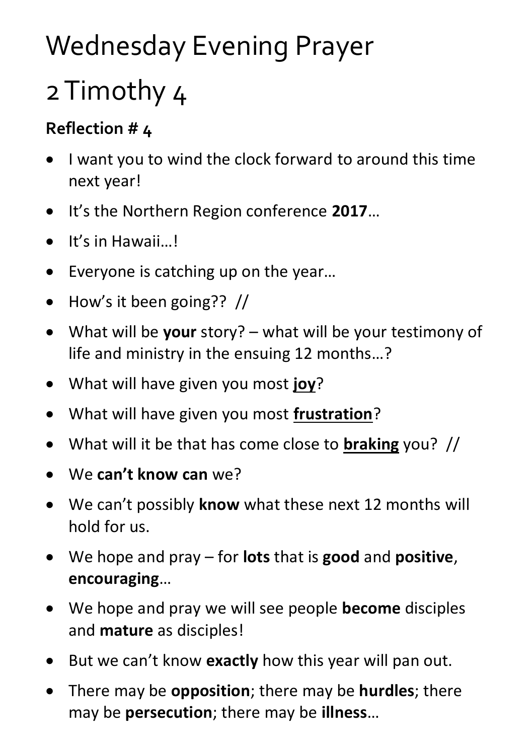# Wednesday Evening Prayer

# 2 Timothy 4

**Reflection # 4**

- I want you to wind the clock forward to around this time next year!
- It's the Northern Region conference **2017**…
- It's in Hawaii…!
- Everyone is catching up on the year…
- How's it been going?? //
- What will be **your** story? – what will be your testimony of life and ministry in the ensuing 12 months…?
- What will have given you most <u>**joy**</u>?
- What will have given you most <u>**frustration**</u>?
- What will it be that has come close to <u>**braking**</u> you? //
- We **can't know can** we?
- We can't possibly **know** what these next 12 months will hold for us.
- We hope and pray – for **lots** that is **good** and **positive**, **encouraging**…
- We hope and pray we will see people **become** disciples and **mature** as disciples!
- But we can't know **exactly** how this year will pan out.
- There may be **opposition**; there may be **hurdles**; there may be **persecution**; there may be **illness**…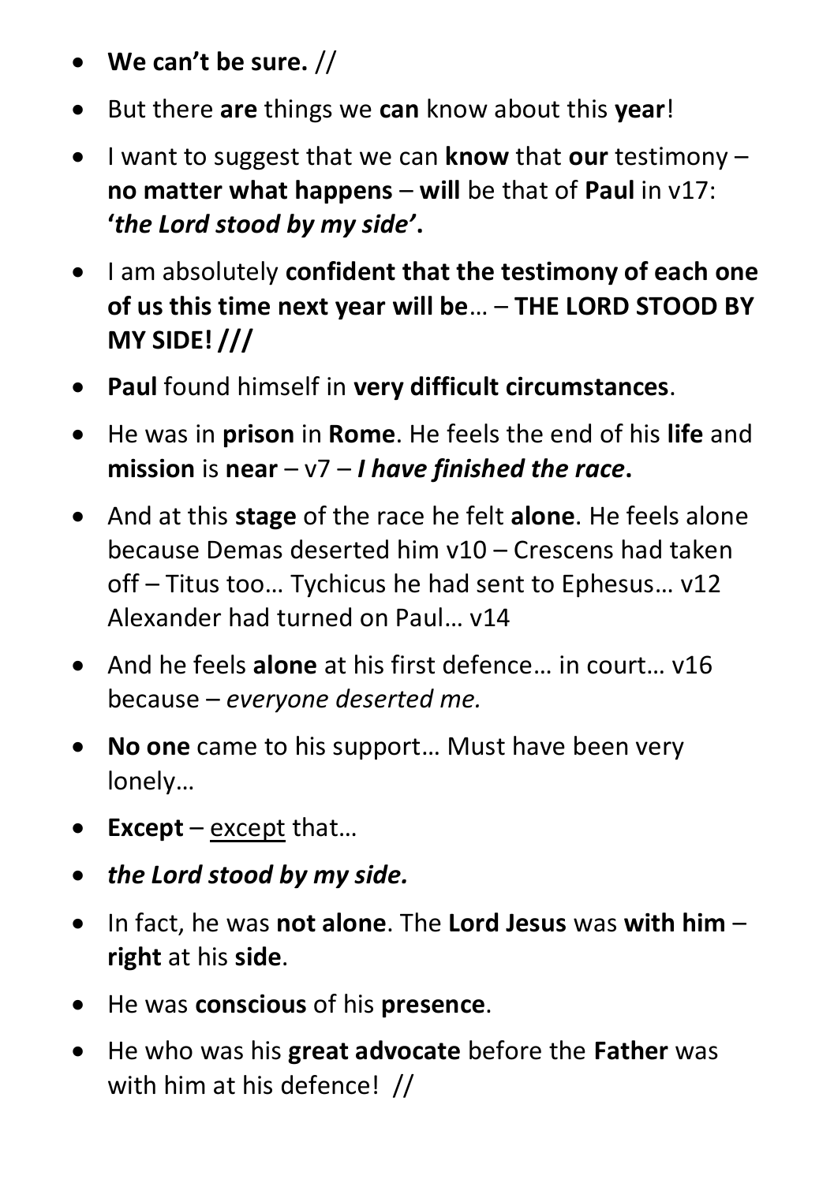- **We can't be sure.** //
- But there **are** things we **can** know about this **year**!
- I want to suggest that we can **know** that **our** testimony – **no matter what happens** – **will** be that of **Paul** in v17: **'*the Lord stood by my side*'.**
- I am absolutely **confident that the testimony of each one of us this time next year will be**… – **THE LORD STOOD BY MY SIDE! ///**
- **Paul** found himself in **very difficult circumstances**.
- He was in **prison** in **Rome**. He feels the end of his **life** and **mission** is **near** – v7 – ***I have finished the race*.**
- And at this **stage** of the race he felt **alone**. He feels alone because Demas deserted him v10 – Crescens had taken off – Titus too… Tychicus he had sent to Ephesus… v12 Alexander had turned on Paul… v14
- And he feels **alone** at his first defence… in court… v16 because – *everyone deserted me.*
- **No one** came to his support… Must have been very lonely…
- **Except** – <u>except</u> that…
- ***the Lord stood by my side.***
- In fact, he was **not alone**. The **Lord Jesus** was **with him** – **right** at his **side**.
- He was **conscious** of his **presence**.
- He who was his **great advocate** before the **Father** was with him at his defence! //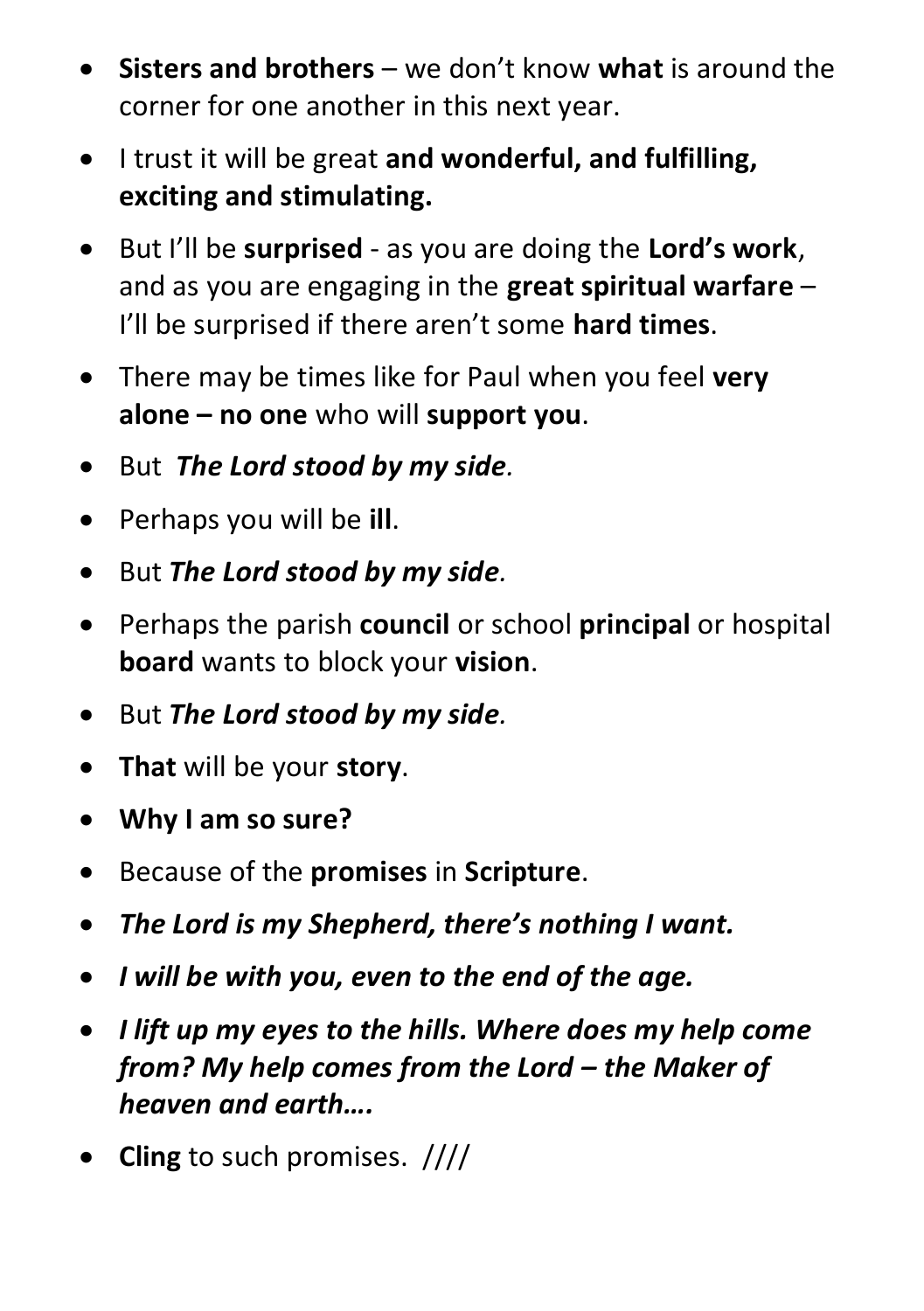- **Sisters and brothers** – we don't know **what** is around the corner for one another in this next year.
- I trust it will be great **and wonderful, and fulfilling, exciting and stimulating.**
- But I'll be **surprised** - as you are doing the **Lord's work**, and as you are engaging in the **great spiritual warfare** – I'll be surprised if there aren't some **hard times**.
- There may be times like for Paul when you feel **very alone – no one** who will **support you**.
- But ***The Lord stood by my side.***
- Perhaps you will be **ill**.
- But ***The Lord stood by my side.***
- Perhaps the parish **council** or school **principal** or hospital **board** wants to block your **vision**.
- But ***The Lord stood by my side.***
- **That** will be your **story**.
- **Why I am so sure?**
- Because of the **promises** in **Scripture**.
- ***The Lord is my Shepherd, there's nothing I want.***
- ***I will be with you, even to the end of the age.***
- ***I lift up my eyes to the hills. Where does my help come from? My help comes from the Lord – the Maker of heaven and earth….***
- **Cling** to such promises. ////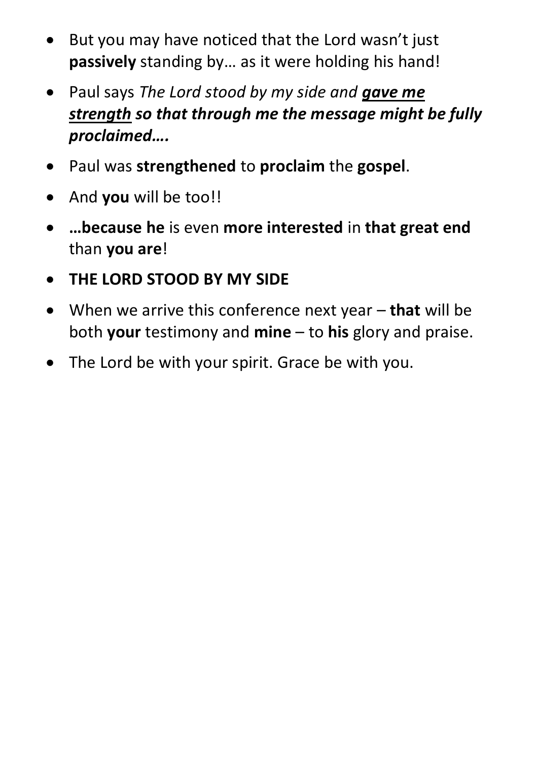- But you may have noticed that the Lord wasn't just **passively** standing by… as it were holding his hand!
- Paul says *The Lord stood by my side and* ***<u>gave me strength</u>*** ***so that through me the message might be fully proclaimed….***
- Paul was **strengthened** to **proclaim** the **gospel**.
- And **you** will be too!!
- **…because he** is even **more interested** in **that great end** than **you are**!
- **THE LORD STOOD BY MY SIDE**
- When we arrive this conference next year – **that** will be both **your** testimony and **mine** – to **his** glory and praise.
- The Lord be with your spirit. Grace be with you.